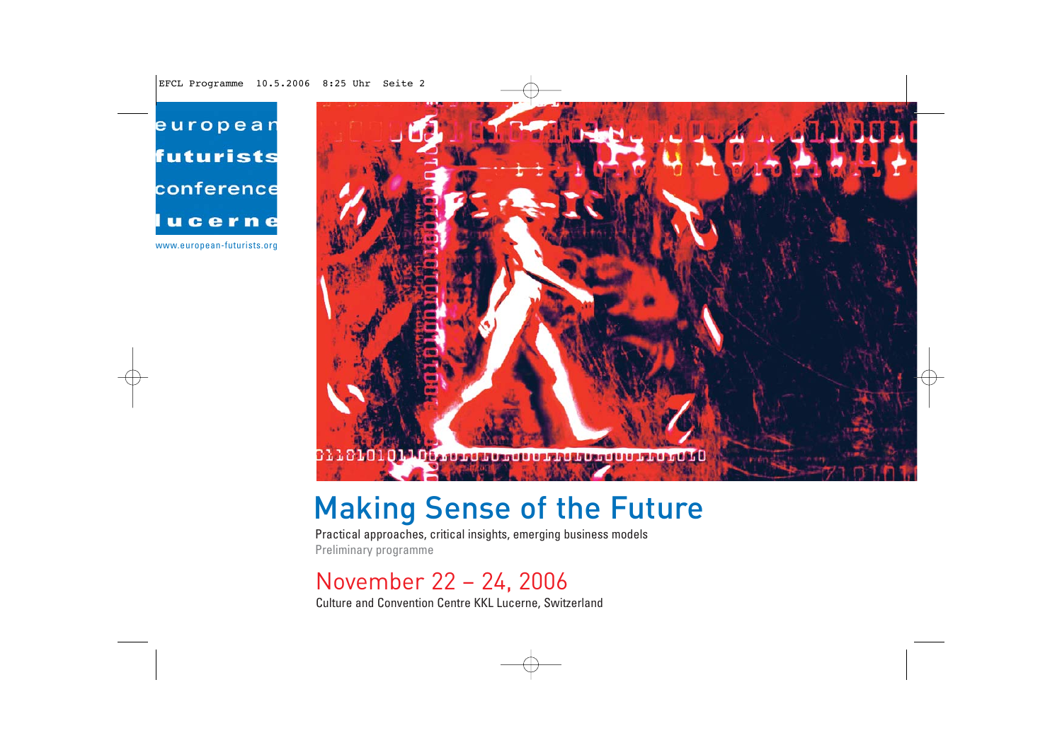european
futurists
conference
lucerne

www.european-futurists.org

# Making Sense of the Future

Practical approaches, critical insights, emerging business models

Preliminary programme

## November 22 – 24, 2006

Culture and Convention Centre KKL Lucerne, Switzerland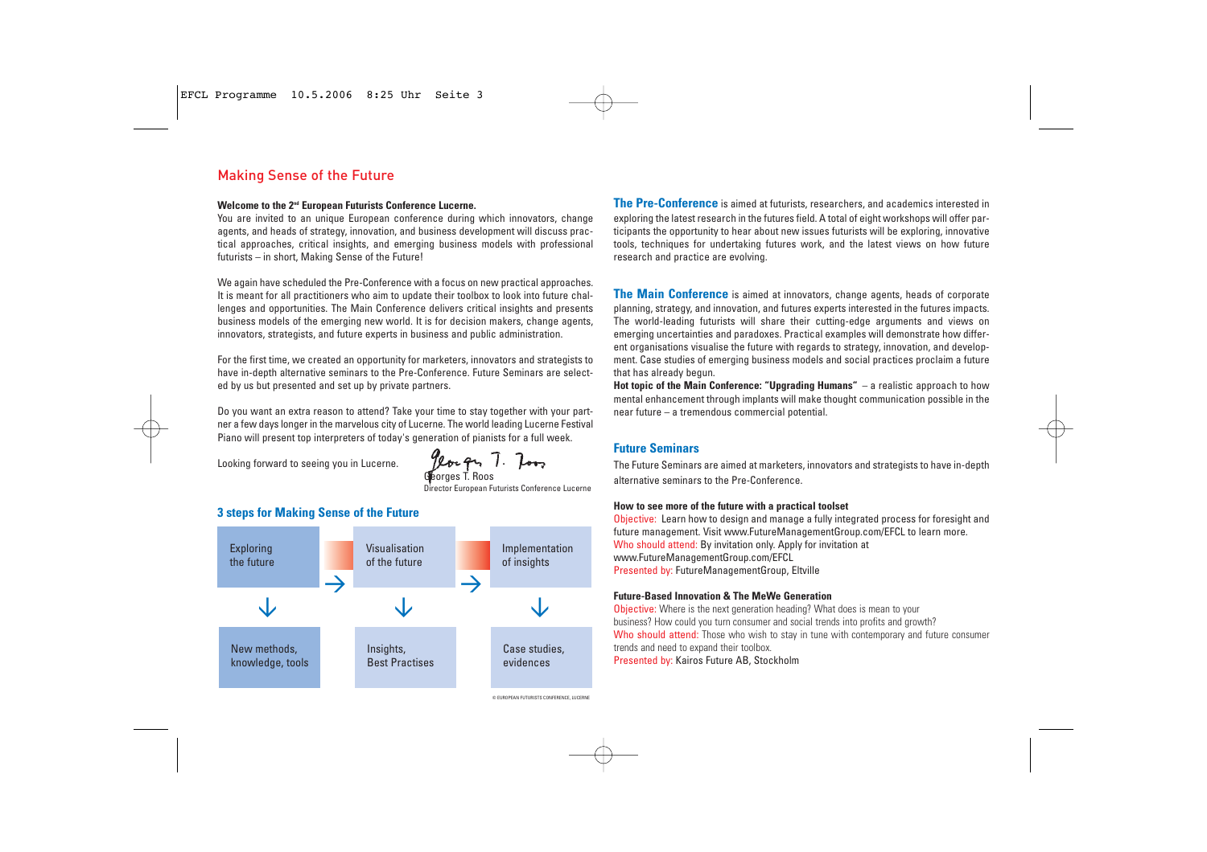## Making Sense of the Future

**Welcome to the 2nd European Futurists Conference Lucerne.**

You are invited to an unique European conference during which innovators, change agents, and heads of strategy, innovation, and business development will discuss practical approaches, critical insights, and emerging business models with professional futurists – in short, Making Sense of the Future!

We again have scheduled the Pre-Conference with a focus on new practical approaches. It is meant for all practitioners who aim to update their toolbox to look into future challenges and opportunities. The Main Conference delivers critical insights and presents business models of the emerging new world. It is for decision makers, change agents, innovators, strategists, and future experts in business and public administration.

For the first time, we created an opportunity for marketers, innovators and strategists to have in-depth alternative seminars to the Pre-Conference. Future Seminars are selected by us but presented and set up by private partners.

Do you want an extra reason to attend? Take your time to stay together with your partner a few days longer in the marvelous city of Lucerne. The world leading Lucerne Festival Piano will present top interpreters of today's generation of pianists for a full week.

Looking forward to seeing you in Lucerne.

Georges T. Roos
Director European Futurists Conference Lucerne

### 3 steps for Making Sense of the Future

| Exploring the future | → | Visualisation of the future | → | Implementation of insights |
|---|---|---|---|---|
| ↓ | | ↓ | | ↓ |
| New methods, knowledge, tools | | Insights, Best Practises | | Case studies, evidences |

© EUROPEAN FUTURISTS CONFERENCE, LUCERNE

**The Pre-Conference** is aimed at futurists, researchers, and academics interested in exploring the latest research in the futures field. A total of eight workshops will offer participants the opportunity to hear about new issues futurists will be exploring, innovative tools, techniques for undertaking futures work, and the latest views on how future research and practice are evolving.

**The Main Conference** is aimed at innovators, change agents, heads of corporate planning, strategy, and innovation, and futures experts interested in the futures impacts. The world-leading futurists will share their cutting-edge arguments and views on emerging uncertainties and paradoxes. Practical examples will demonstrate how different organisations visualise the future with regards to strategy, innovation, and development. Case studies of emerging business models and social practices proclaim a future that has already begun.

**Hot topic of the Main Conference: "Upgrading Humans"** – a realistic approach to how mental enhancement through implants will make thought communication possible in the near future – a tremendous commercial potential.

### Future Seminars

The Future Seminars are aimed at marketers, innovators and strategists to have in-depth alternative seminars to the Pre-Conference.

**How to see more of the future with a practical toolset**

Objective: Learn how to design and manage a fully integrated process for foresight and future management. Visit www.FutureManagementGroup.com/EFCL to learn more.
Who should attend: By invitation only. Apply for invitation at www.FutureManagementGroup.com/EFCL
Presented by: FutureManagementGroup, Eltville

**Future-Based Innovation & The MeWe Generation**

Objective: Where is the next generation heading? What does is mean to your business? How could you turn consumer and social trends into profits and growth?
Who should attend: Those who wish to stay in tune with contemporary and future consumer trends and need to expand their toolbox.
Presented by: Kairos Future AB, Stockholm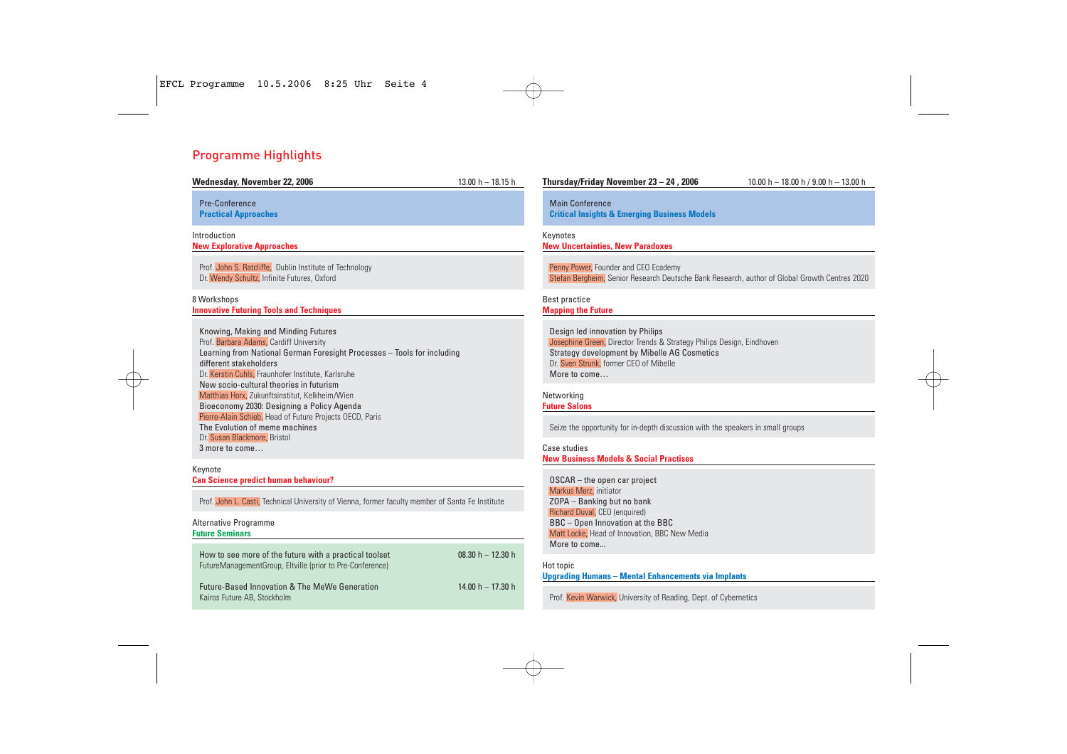# Programme Highlights

## Wednesday, November 22, 2006 — 13.00 h – 18.15 h

Pre-Conference
**Practical Approaches**

Introduction
**New Explorative Approaches**

Prof. John S. Ratcliffe, Dublin Institute of Technology
Dr. Wendy Schultz, Infinite Futures, Oxford

8 Workshops
**Innovative Futuring Tools and Techniques**

Knowing, Making and Minding Futures
Prof. Barbara Adams, Cardiff University
Learning from National German Foresight Processes – Tools for including different stakeholders
Dr. Kerstin Cuhls, Fraunhofer Institute, Karlsruhe
New socio-cultural theories in futurism
Matthias Horx, Zukunftsinstitut, Kelkheim/Wien
Bioeconomy 2030: Designing a Policy Agenda
Pierre-Alain Schieb, Head of Future Projects OECD, Paris
The Evolution of meme machines
Dr. Susan Blackmore, Bristol
3 more to come…

Keynote
**Can Science predict human behaviour?**

Prof. John L. Casti, Technical University of Vienna, former faculty member of Santa Fe Institute

Alternative Programme
**Future Seminars**

How to see more of the future with a practical toolset — 08.30 h – 12.30 h
FutureManagementGroup, Eltville (prior to Pre-Conference)

Future-Based Innovation & The MeWe Generation — 14.00 h – 17.30 h
Kairos Future AB, Stockholm

## Thursday/Friday November 23 – 24 , 2006 — 10.00 h – 18.00 h / 9.00 h – 13.00 h

Main Conference
**Critical Insights & Emerging Business Models**

Keynotes
**New Uncertainties, New Paradoxes**

Penny Power, Founder and CEO Ecademy
Stefan Bergheim, Senior Research Deutsche Bank Research, author of Global Growth Centres 2020

Best practice
**Mapping the Future**

Design led innovation by Philips
Josephine Green, Director Trends & Strategy Philips Design, Eindhoven
Strategy development by Mibelle AG Cosmetics
Dr. Sven Strunk, former CEO of Mibelle
More to come…

Networking
**Future Salons**

Seize the opportunity for in-depth discussion with the speakers in small groups

Case studies
**New Business Models & Social Practises**

OSCAR – the open car project
Markus Merz, initiator
ZOPA – Banking but no bank
Richard Duval, CEO (enquired)
BBC – Open Innovation at the BBC
Matt Locke, Head of Innovation, BBC New Media
More to come...

Hot topic
**Upgrading Humans – Mental Enhancements via Implants**

Prof. Kevin Warwick, University of Reading, Dept. of Cybernetics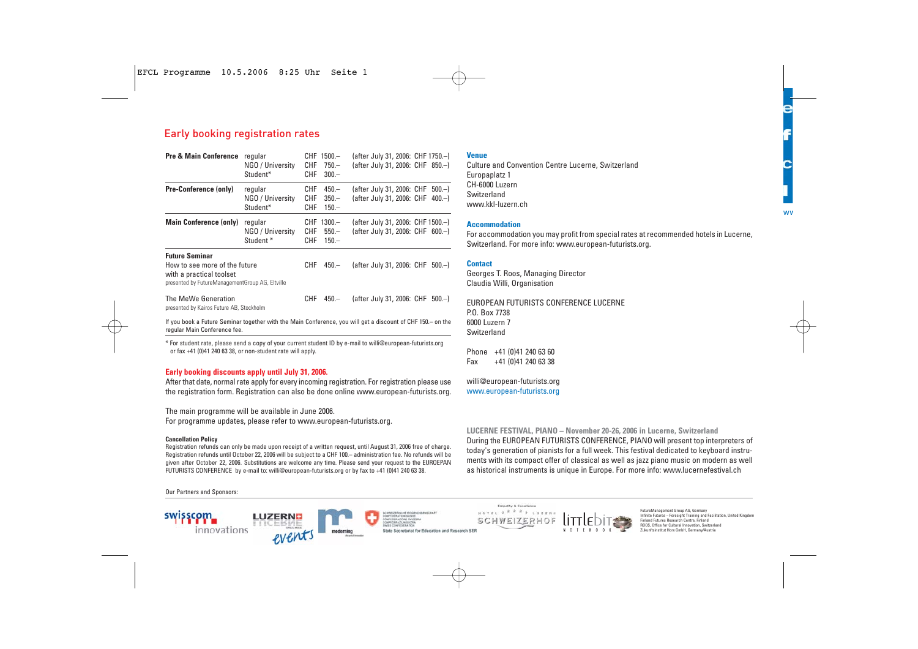## Early booking registration rates

| | | | |
|---|---|---|---|
| **Pre & Main Conference** | regular | CHF 1500.– | (after July 31, 2006: CHF 1750.–) |
| | NGO / University | CHF 750.– | (after July 31, 2006: CHF 850.–) |
| | Student* | CHF 300.– | |
| **Pre-Conference (only)** | regular | CHF 450.– | (after July 31, 2006: CHF 500.–) |
| | NGO / University | CHF 350.– | (after July 31, 2006: CHF 400.–) |
| | Student* | CHF 150.– | |
| **Main Conference (only)** | regular | CHF 1300.– | (after July 31, 2006: CHF 1500.–) |
| | NGO / University | CHF 550.– | (after July 31, 2006: CHF 600.–) |
| | Student * | CHF 150.– | |

**Future Seminar**

| | | |
|---|---|---|
| How to see more of the future with a practical toolset<br>presented by FutureManagementGroup AG, Eltville | CHF 450.– | (after July 31, 2006: CHF 500.–) |
| The MeWe Generation<br>presented by Kairos Future AB, Stockholm | CHF 450.– | (after July 31, 2006: CHF 500.–) |

If you book a Future Seminar together with the Main Conference, you will get a discount of CHF 150.– on the regular Main Conference fee.

* For student rate, please send a copy of your current student ID by e-mail to willi@european-futurists.org or fax +41 (0)41 240 63 38, or non-student rate will apply.

**Early booking discounts apply until July 31, 2006.**

After that date, normal rate apply for every incoming registration. For registration please use the registration form. Registration can also be done online www.european-futurists.org.

The main programme will be available in June 2006.
For programme updates, please refer to www.european-futurists.org.

**Cancellation Policy**

Registration refunds can only be made upon receipt of a written request, until August 31, 2006 free of charge. Registration refunds until October 22, 2006 will be subject to a CHF 100.– administration fee. No refunds will be given after October 22, 2006. Substitutions are welcome any time. Please send your request to the EUROEPAN FUTURISTS CONFERENCE by e-mail to: willi@european-futurists.org or by fax to +41 (0)41 240 63 38.

**Venue**

Culture and Convention Centre Lucerne, Switzerland
Europaplatz 1
CH-6000 Luzern
Switzerland
www.kkl-luzern.ch

**Accommodation**

For accommodation you may profit from special rates at recommended hotels in Lucerne, Switzerland. For more info: www.european-futurists.org.

**Contact**

Georges T. Roos, Managing Director
Claudia Willi, Organisation

EUROPEAN FUTURISTS CONFERENCE LUCERNE
P.O. Box 7738
6000 Luzern 7
Switzerland

Phone +41 (0)41 240 63 60
Fax +41 (0)41 240 63 38

willi@european-futurists.org
www.european-futurists.org

**LUCERNE FESTIVAL, PIANO – November 20-26, 2006 in Lucerne, Switzerland**

During the EUROPEAN FUTURISTS CONFERENCE, PIANO will present top interpreters of today's generation of pianists for a full week. This festival dedicated to keyboard instruments with its compact offer of classical as well as jazz piano music on modern as well as historical instruments is unique in Europe. For more info: www.lucernefestival.ch

Our Partners and Sponsors:

swisscom innovations · LUZERN events · State Secretariat for Education and Research SER · Hotel Schweizerhof Luzern · littlebit notebook

FutureManagement Group AG, Germany
Infinite Futures – Foresight Training and Facilitation, United Kingdom
Finland Futures Research Centre, Finland
ROOS, Office for Cultural Innovation, Switzerland
Zukunftsinstitut Horx GmbH, Germany/Austria